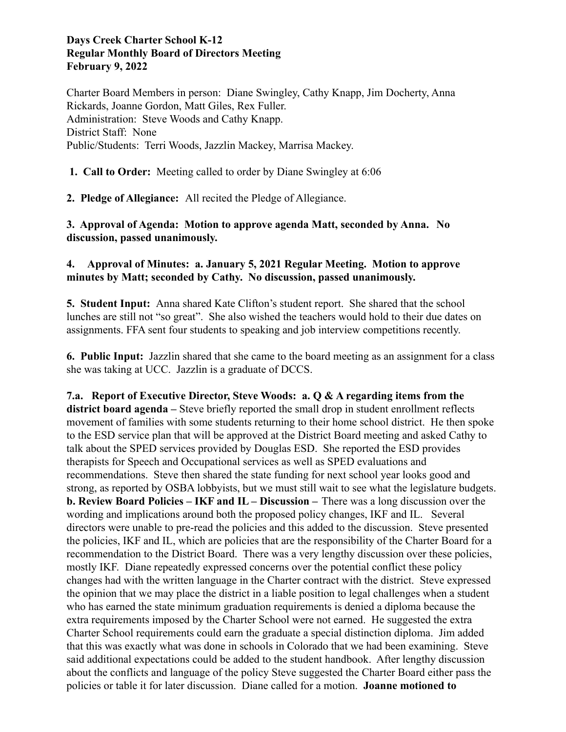**Days Creek Charter School K-12**
**Regular Monthly Board of Directors Meeting**
**February 9, 2022**

Charter Board Members in person: Diane Swingley, Cathy Knapp, Jim Docherty, Anna Rickards, Joanne Gordon, Matt Giles, Rex Fuller.
Administration: Steve Woods and Cathy Knapp.
District Staff: None
Public/Students: Terri Woods, Jazzlin Mackey, Marrisa Mackey.

**1. Call to Order:** Meeting called to order by Diane Swingley at 6:06

**2. Pledge of Allegiance:** All recited the Pledge of Allegiance.

**3. Approval of Agenda: Motion to approve agenda Matt, seconded by Anna. No discussion, passed unanimously.**

**4. Approval of Minutes: a. January 5, 2021 Regular Meeting. Motion to approve minutes by Matt; seconded by Cathy. No discussion, passed unanimously.**

**5. Student Input:** Anna shared Kate Clifton's student report. She shared that the school lunches are still not "so great". She also wished the teachers would hold to their due dates on assignments. FFA sent four students to speaking and job interview competitions recently.

**6. Public Input:** Jazzlin shared that she came to the board meeting as an assignment for a class she was taking at UCC. Jazzlin is a graduate of DCCS.

**7.a. Report of Executive Director, Steve Woods: a. Q & A regarding items from the district board agenda –** Steve briefly reported the small drop in student enrollment reflects movement of families with some students returning to their home school district. He then spoke to the ESD service plan that will be approved at the District Board meeting and asked Cathy to talk about the SPED services provided by Douglas ESD. She reported the ESD provides therapists for Speech and Occupational services as well as SPED evaluations and recommendations. Steve then shared the state funding for next school year looks good and strong, as reported by OSBA lobbyists, but we must still wait to see what the legislature budgets.
**b. Review Board Policies – IKF and IL – Discussion –** There was a long discussion over the wording and implications around both the proposed policy changes, IKF and IL. Several directors were unable to pre-read the policies and this added to the discussion. Steve presented the policies, IKF and IL, which are policies that are the responsibility of the Charter Board for a recommendation to the District Board. There was a very lengthy discussion over these policies, mostly IKF. Diane repeatedly expressed concerns over the potential conflict these policy changes had with the written language in the Charter contract with the district. Steve expressed the opinion that we may place the district in a liable position to legal challenges when a student who has earned the state minimum graduation requirements is denied a diploma because the extra requirements imposed by the Charter School were not earned. He suggested the extra Charter School requirements could earn the graduate a special distinction diploma. Jim added that this was exactly what was done in schools in Colorado that we had been examining. Steve said additional expectations could be added to the student handbook. After lengthy discussion about the conflicts and language of the policy Steve suggested the Charter Board either pass the policies or table it for later discussion. Diane called for a motion. **Joanne motioned to**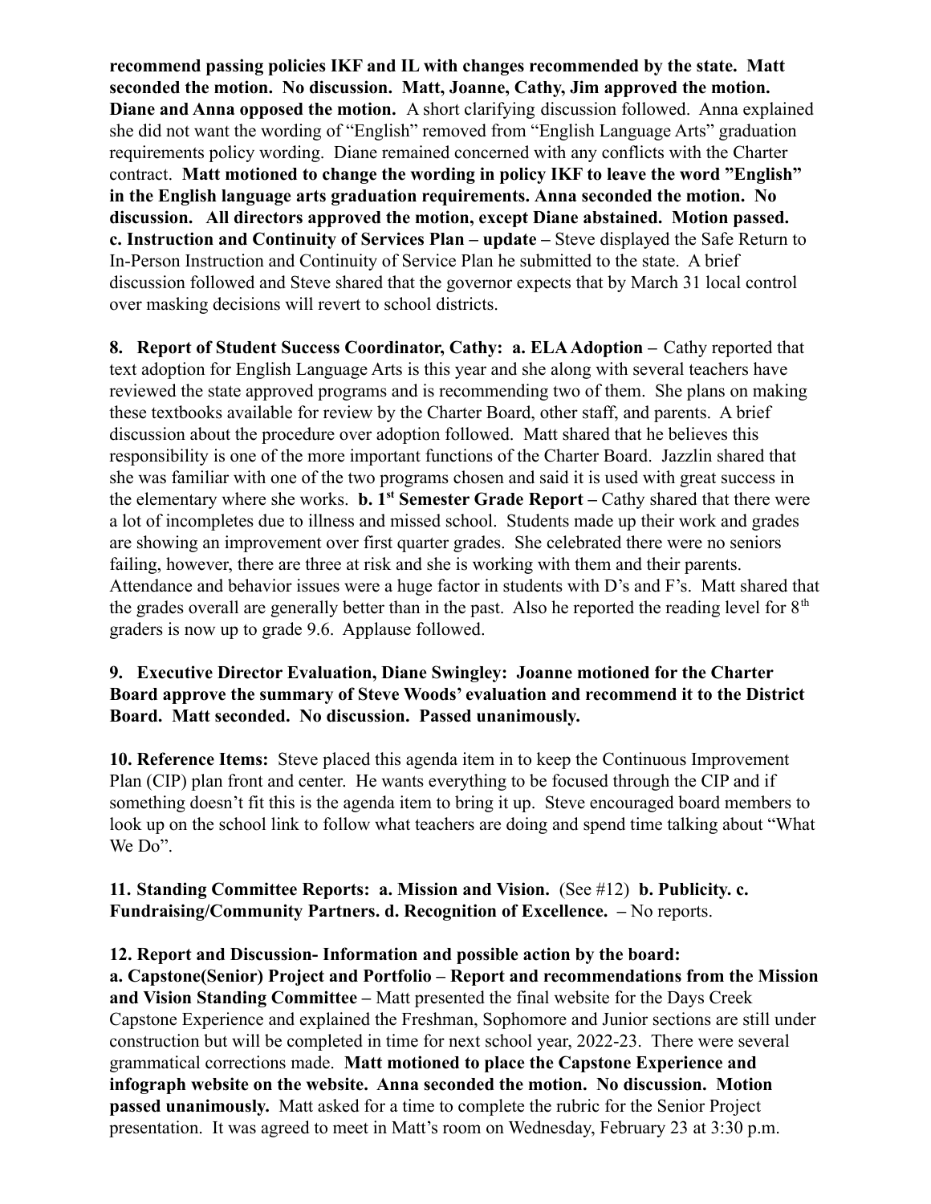**recommend passing policies IKF and IL with changes recommended by the state. Matt seconded the motion. No discussion. Matt, Joanne, Cathy, Jim approved the motion. Diane and Anna opposed the motion.** A short clarifying discussion followed. Anna explained she did not want the wording of "English" removed from "English Language Arts" graduation requirements policy wording. Diane remained concerned with any conflicts with the Charter contract. **Matt motioned to change the wording in policy IKF to leave the word "English" in the English language arts graduation requirements. Anna seconded the motion. No discussion. All directors approved the motion, except Diane abstained. Motion passed. c. Instruction and Continuity of Services Plan – update –** Steve displayed the Safe Return to In-Person Instruction and Continuity of Service Plan he submitted to the state. A brief discussion followed and Steve shared that the governor expects that by March 31 local control over masking decisions will revert to school districts.

**8. Report of Student Success Coordinator, Cathy: a. ELA Adoption –** Cathy reported that text adoption for English Language Arts is this year and she along with several teachers have reviewed the state approved programs and is recommending two of them. She plans on making these textbooks available for review by the Charter Board, other staff, and parents. A brief discussion about the procedure over adoption followed. Matt shared that he believes this responsibility is one of the more important functions of the Charter Board. Jazzlin shared that she was familiar with one of the two programs chosen and said it is used with great success in the elementary where she works. **b. 1st Semester Grade Report –** Cathy shared that there were a lot of incompletes due to illness and missed school. Students made up their work and grades are showing an improvement over first quarter grades. She celebrated there were no seniors failing, however, there are three at risk and she is working with them and their parents. Attendance and behavior issues were a huge factor in students with D's and F's. Matt shared that the grades overall are generally better than in the past. Also he reported the reading level for 8th graders is now up to grade 9.6. Applause followed.

**9. Executive Director Evaluation, Diane Swingley: Joanne motioned for the Charter Board approve the summary of Steve Woods' evaluation and recommend it to the District Board. Matt seconded. No discussion. Passed unanimously.**

**10. Reference Items:** Steve placed this agenda item in to keep the Continuous Improvement Plan (CIP) plan front and center. He wants everything to be focused through the CIP and if something doesn't fit this is the agenda item to bring it up. Steve encouraged board members to look up on the school link to follow what teachers are doing and spend time talking about "What We Do".

**11. Standing Committee Reports: a. Mission and Vision.** (See #12) **b. Publicity. c. Fundraising/Community Partners. d. Recognition of Excellence. –** No reports.

**12. Report and Discussion- Information and possible action by the board:**
**a. Capstone(Senior) Project and Portfolio – Report and recommendations from the Mission and Vision Standing Committee –** Matt presented the final website for the Days Creek Capstone Experience and explained the Freshman, Sophomore and Junior sections are still under construction but will be completed in time for next school year, 2022-23. There were several grammatical corrections made. **Matt motioned to place the Capstone Experience and infograph website on the website. Anna seconded the motion. No discussion. Motion passed unanimously.** Matt asked for a time to complete the rubric for the Senior Project presentation. It was agreed to meet in Matt's room on Wednesday, February 23 at 3:30 p.m.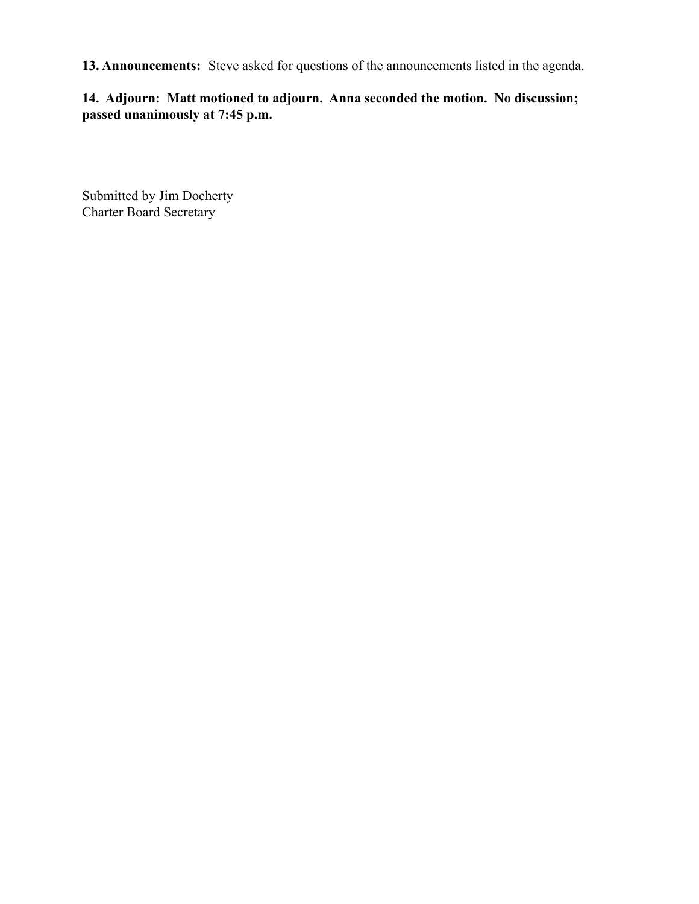**13. Announcements:** Steve asked for questions of the announcements listed in the agenda.

**14. Adjourn: Matt motioned to adjourn. Anna seconded the motion. No discussion; passed unanimously at 7:45 p.m.**

Submitted by Jim Docherty
Charter Board Secretary